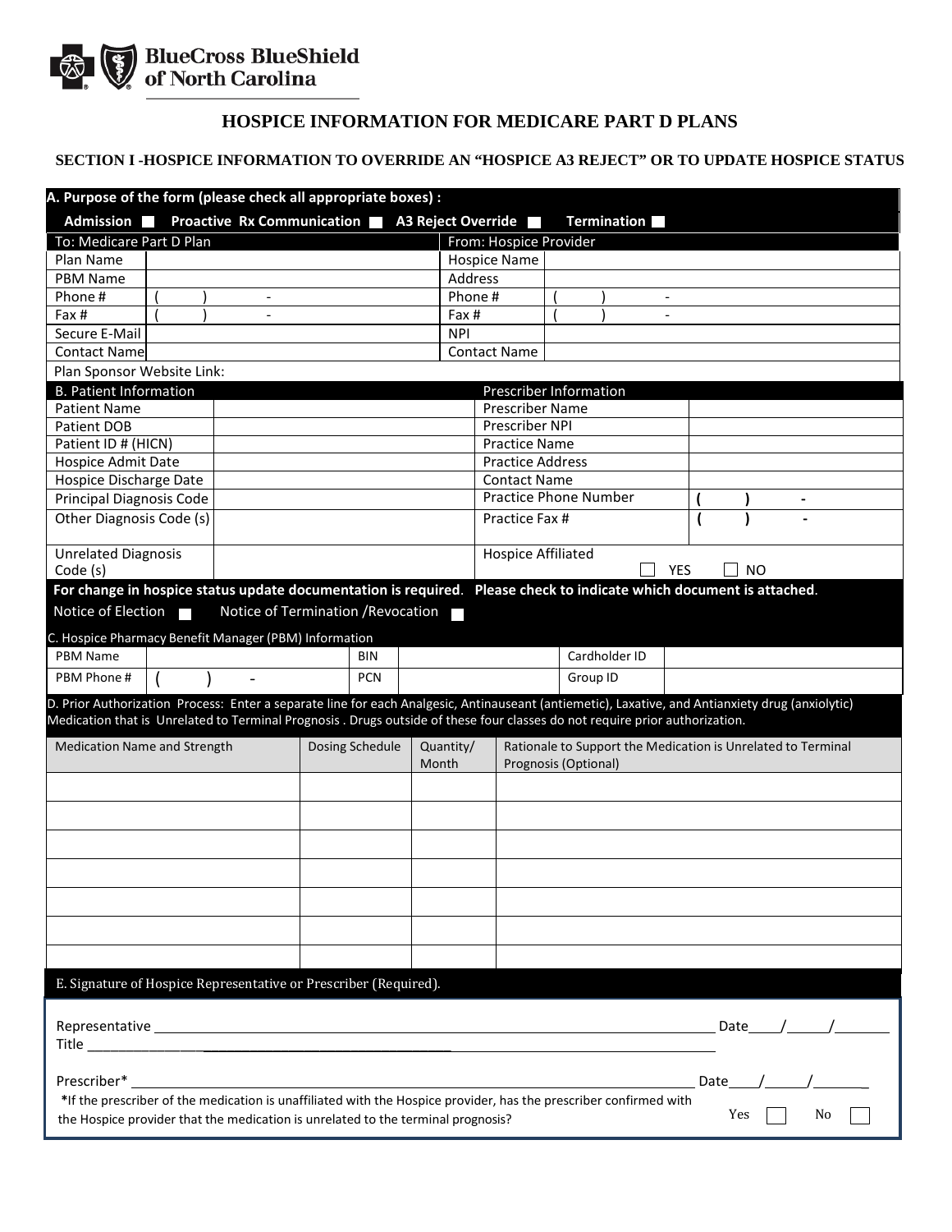BlueCross BlueShield of North Carolina

# HOSPICE INFORMATION FOR MEDICARE PART D PLANS

## SECTION I -HOSPICE INFORMATION TO OVERRIDE AN "HOSPICE A3 REJECT" OR TO UPDATE HOSPICE STATUS

**A. Purpose of the form (please check all appropriate boxes) :**

**Admission** ☐ **Proactive Rx Communication** ☐ **A3 Reject Override** ☐ **Termination** ☐

| To: Medicare Part D Plan | | From: Hospice Provider | |
|---|---|---|---|
| Plan Name | | Hospice Name | |
| PBM Name | | Address | |
| Phone # | ( ) - | Phone # | ( ) - |
| Fax # | ( ) - | Fax # | ( ) - |
| Secure E-Mail | | NPI | |
| Contact Name | | Contact Name | |
| Plan Sponsor Website Link: | | | |

| B. Patient Information | | Prescriber Information | |
|---|---|---|---|
| Patient Name | | Prescriber Name | |
| Patient DOB | | Prescriber NPI | |
| Patient ID # (HICN) | | Practice Name | |
| Hospice Admit Date | | Practice Address | |
| Hospice Discharge Date | | Contact Name | |
| Principal Diagnosis Code | | Practice Phone Number | ( ) - |
| Other Diagnosis Code (s) | | Practice Fax # | ( ) - |
| Unrelated Diagnosis Code (s) | | Hospice Affiliated | ☐ YES ☐ NO |

**For change in hospice status update documentation is required. Please check to indicate which document is attached.**

Notice of Election ☐ Notice of Termination /Revocation ☐

C. Hospice Pharmacy Benefit Manager (PBM) Information

| PBM Name | | BIN | | Cardholder ID | |
|---|---|---|---|---|---|
| PBM Phone # | ( ) - | PCN | | Group ID | |

D. Prior Authorization Process: Enter a separate line for each Analgesic, Antinauseant (antiemetic), Laxative, and Antianxiety drug (anxiolytic) Medication that is Unrelated to Terminal Prognosis . Drugs outside of these four classes do not require prior authorization.

| Medication Name and Strength | Dosing Schedule | Quantity/ Month | Rationale to Support the Medication is Unrelated to Terminal Prognosis (Optional) |
|---|---|---|---|
| | | | |
| | | | |
| | | | |
| | | | |
| | | | |
| | | | |
| | | | |

E. Signature of Hospice Representative or Prescriber (Required).

Representative ______________________________ Date____/_____/_______

Title ______________________________

Prescriber* ______________________________ Date____/_____/_______

***If the prescriber of the medication is unaffiliated with the Hospice provider, has the prescriber confirmed with the Hospice provider that the medication is unrelated to the terminal prognosis?** Yes ☐ No ☐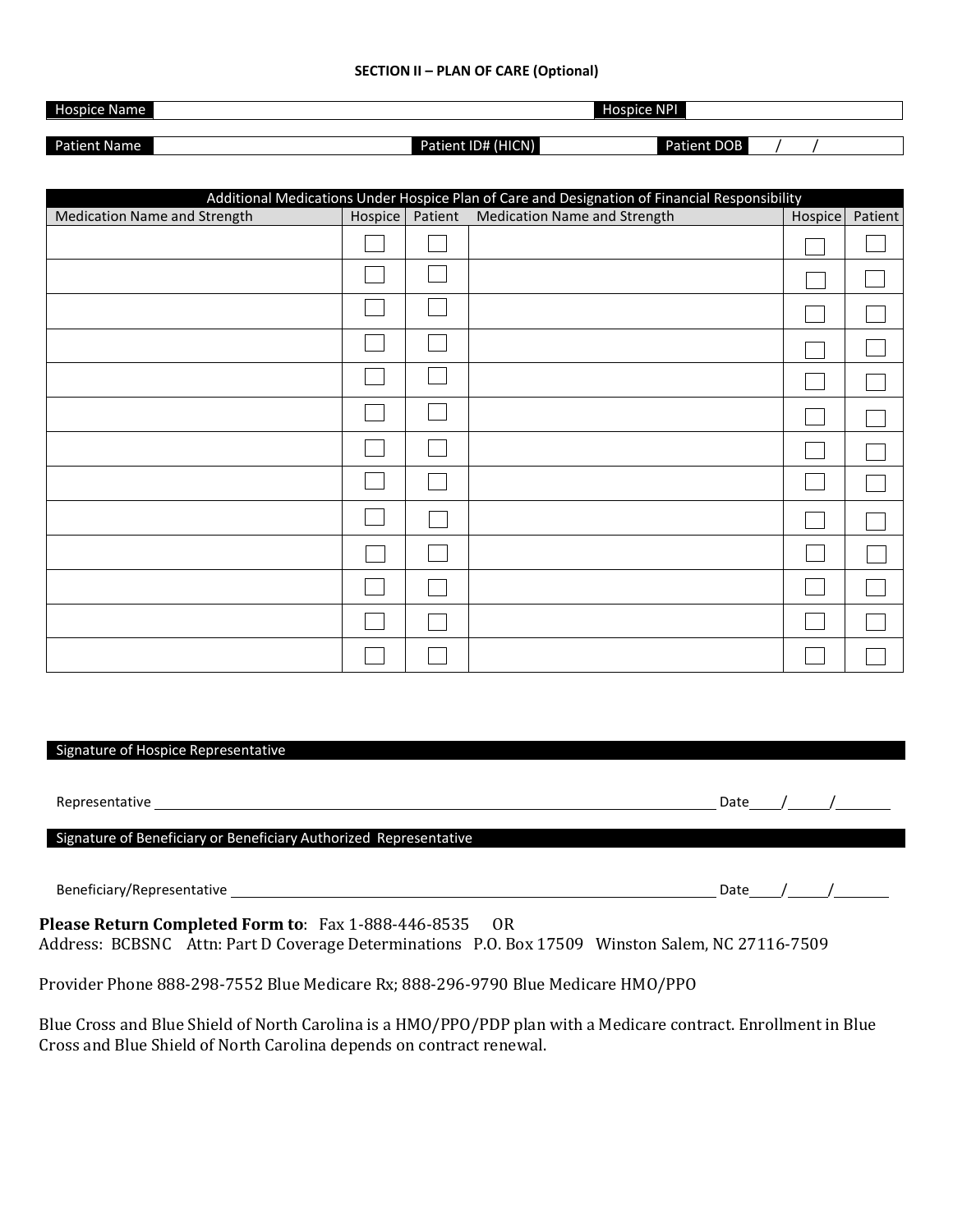**SECTION II – PLAN OF CARE (Optional)**

| Hospice Name | | Hospice NPI | |
|---|---|---|---|

| Patient Name | | Patient ID# (HICN) | | Patient DOB | / / |
|---|---|---|---|---|---|

| Additional Medications Under Hospice Plan of Care and Designation of Financial Responsibility | | | | | |
|---|---|---|---|---|---|
| Medication Name and Strength | Hospice | Patient | Medication Name and Strength | Hospice | Patient |
| | ☐ | ☐ | | ☐ | ☐ |
| | ☐ | ☐ | | ☐ | ☐ |
| | ☐ | ☐ | | ☐ | ☐ |
| | ☐ | ☐ | | ☐ | ☐ |
| | ☐ | ☐ | | ☐ | ☐ |
| | ☐ | ☐ | | ☐ | ☐ |
| | ☐ | ☐ | | ☐ | ☐ |
| | ☐ | ☐ | | ☐ | ☐ |
| | ☐ | ☐ | | ☐ | ☐ |
| | ☐ | ☐ | | ☐ | ☐ |
| | ☐ | ☐ | | ☐ | ☐ |
| | ☐ | ☐ | | ☐ | ☐ |
| | ☐ | ☐ | | ☐ | ☐ |

**Signature of Hospice Representative**

Representative ________________________________________ Date____/_____/_______

**Signature of Beneficiary or Beneficiary Authorized Representative**

Beneficiary/Representative ________________________________________ Date____/_____/_______

**Please Return Completed Form to**: Fax 1-888-446-8535 OR
Address: BCBSNC Attn: Part D Coverage Determinations P.O. Box 17509 Winston Salem, NC 27116-7509

Provider Phone 888-298-7552 Blue Medicare Rx; 888-296-9790 Blue Medicare HMO/PPO

Blue Cross and Blue Shield of North Carolina is a HMO/PPO/PDP plan with a Medicare contract. Enrollment in Blue Cross and Blue Shield of North Carolina depends on contract renewal.